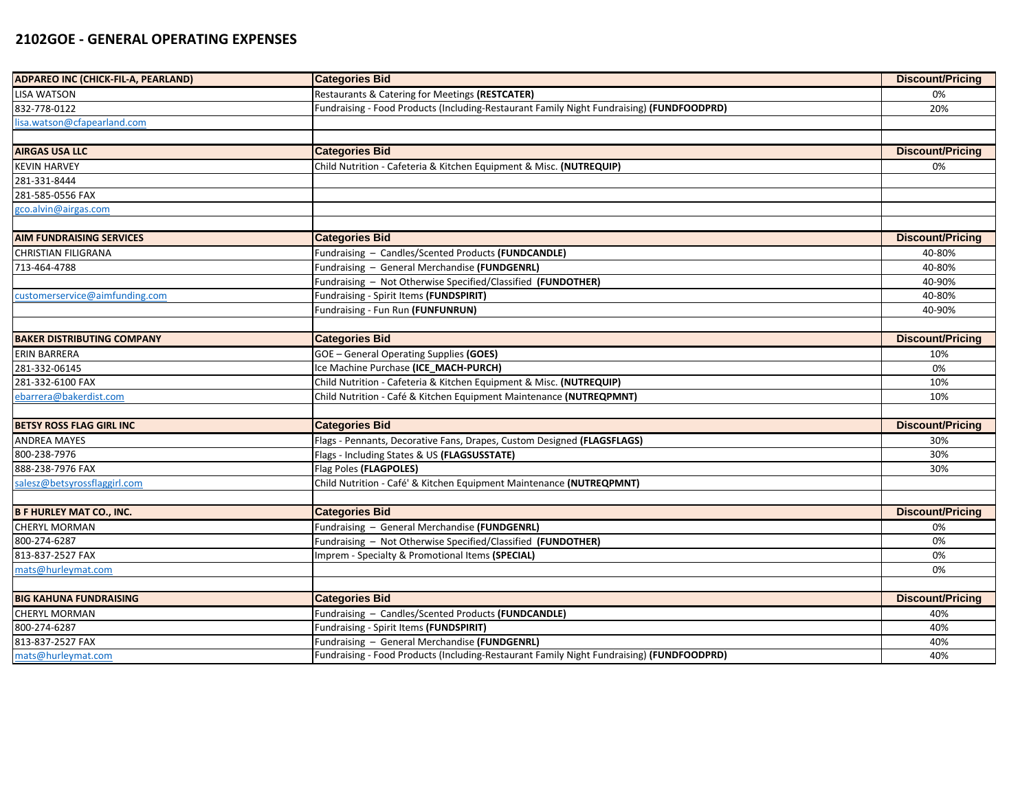## 2102GOE - GENERAL OPERATING EXPENSES

| ADPAREO INC (CHICK-FIL-A, PEARLAND) | Categories Bid | Discount/Pricing |
|---|---|---|
| LISA WATSON | Restaurants & Catering for Meetings **(RESTCATER)** | 0% |
| 832-778-0122 | Fundraising - Food Products (Including-Restaurant Family Night Fundraising) **(FUNDFOODPRD)** | 20% |
| lisa.watson@cfapearland.com | | |
| | | |
| **AIRGAS USA LLC** | **Categories Bid** | **Discount/Pricing** |
| KEVIN HARVEY | Child Nutrition - Cafeteria & Kitchen Equipment & Misc. **(NUTREQUIP)** | 0% |
| 281-331-8444 | | |
| 281-585-0556 FAX | | |
| gco.alvin@airgas.com | | |
| | | |
| **AIM FUNDRAISING SERVICES** | **Categories Bid** | **Discount/Pricing** |
| CHRISTIAN FILIGRANA | Fundraising – Candles/Scented Products **(FUNDCANDLE)** | 40-80% |
| 713-464-4788 | Fundraising – General Merchandise **(FUNDGENRL)** | 40-80% |
| | Fundraising – Not Otherwise Specified/Classified **(FUNDOTHER)** | 40-90% |
| customerservice@aimfunding.com | Fundraising - Spirit Items **(FUNDSPIRIT)** | 40-80% |
| | Fundraising - Fun Run **(FUNFUNRUN)** | 40-90% |
| | | |
| **BAKER DISTRIBUTING COMPANY** | **Categories Bid** | **Discount/Pricing** |
| ERIN BARRERA | GOE – General Operating Supplies **(GOES)** | 10% |
| 281-332-06145 | Ice Machine Purchase **(ICE_MACH-PURCH)** | 0% |
| 281-332-6100 FAX | Child Nutrition - Cafeteria & Kitchen Equipment & Misc. **(NUTREQUIP)** | 10% |
| ebarrera@bakerdist.com | Child Nutrition - Café & Kitchen Equipment Maintenance **(NUTREQPMNT)** | 10% |
| | | |
| **BETSY ROSS FLAG GIRL INC** | **Categories Bid** | **Discount/Pricing** |
| ANDREA MAYES | Flags - Pennants, Decorative Fans, Drapes, Custom Designed **(FLAGSFLAGS)** | 30% |
| 800-238-7976 | Flags - Including States & US **(FLAGSUSSTATE)** | 30% |
| 888-238-7976 FAX | Flag Poles **(FLAGPOLES)** | 30% |
| salesz@betsyrossflaggirl.com | Child Nutrition - Café' & Kitchen Equipment Maintenance **(NUTREQPMNT)** | |
| | | |
| **B F HURLEY MAT CO., INC.** | **Categories Bid** | **Discount/Pricing** |
| CHERYL MORMAN | Fundraising – General Merchandise **(FUNDGENRL)** | 0% |
| 800-274-6287 | Fundraising – Not Otherwise Specified/Classified **(FUNDOTHER)** | 0% |
| 813-837-2527 FAX | Imprem - Specialty & Promotional Items **(SPECIAL)** | 0% |
| mats@hurleymat.com | | 0% |
| | | |
| **BIG KAHUNA FUNDRAISING** | **Categories Bid** | **Discount/Pricing** |
| CHERYL MORMAN | Fundraising – Candles/Scented Products **(FUNDCANDLE)** | 40% |
| 800-274-6287 | Fundraising - Spirit Items **(FUNDSPIRIT)** | 40% |
| 813-837-2527 FAX | Fundraising – General Merchandise **(FUNDGENRL)** | 40% |
| mats@hurleymat.com | Fundraising - Food Products (Including-Restaurant Family Night Fundraising) **(FUNDFOODPRD)** | 40% |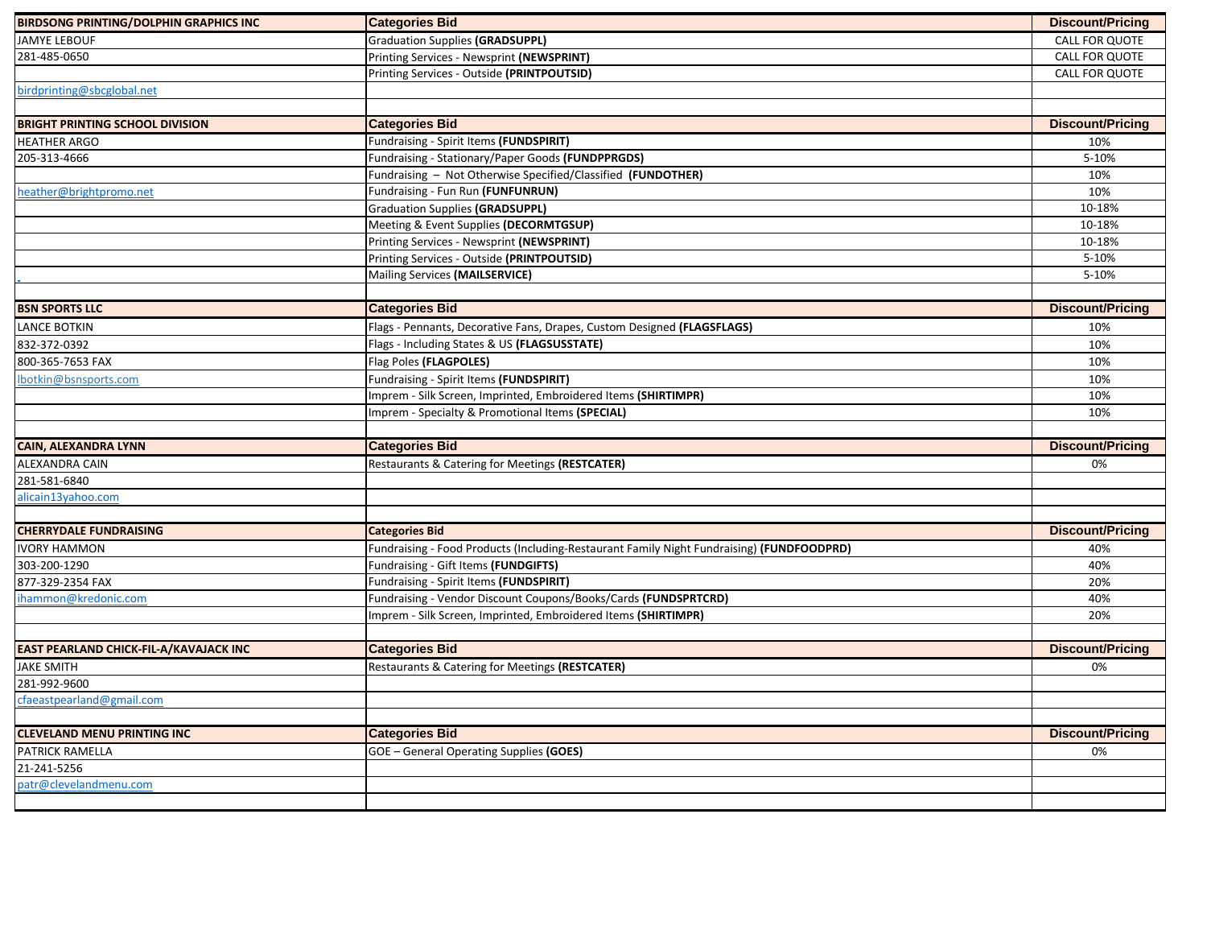| BIRDSONG PRINTING/DOLPHIN GRAPHICS INC | Categories Bid | Discount/Pricing |
|---|---|---|
| JAMYE LEBOUF | Graduation Supplies **(GRADSUPPL)** | CALL FOR QUOTE |
| 281-485-0650 | Printing Services - Newsprint **(NEWSPRINT)** | CALL FOR QUOTE |
| | Printing Services - Outside **(PRINTPOUTSID)** | CALL FOR QUOTE |
| birdprinting@sbcglobal.net | | |
| | | |
| **BRIGHT PRINTING SCHOOL DIVISION** | **Categories Bid** | **Discount/Pricing** |
| HEATHER ARGO | Fundraising - Spirit Items **(FUNDSPIRIT)** | 10% |
| 205-313-4666 | Fundraising - Stationary/Paper Goods **(FUNDPPRGDS)** | 5-10% |
| | Fundraising – Not Otherwise Specified/Classified **(FUNDOTHER)** | 10% |
| heather@brightpromo.net | Fundraising - Fun Run **(FUNFUNRUN)** | 10% |
| | Graduation Supplies **(GRADSUPPL)** | 10-18% |
| | Meeting & Event Supplies **(DECORMTGSUP)** | 10-18% |
| | Printing Services - Newsprint **(NEWSPRINT)** | 10-18% |
| | Printing Services - Outside **(PRINTPOUTSID)** | 5-10% |
| . | Mailing Services **(MAILSERVICE)** | 5-10% |
| | | |
| **BSN SPORTS LLC** | **Categories Bid** | **Discount/Pricing** |
| LANCE BOTKIN | Flags - Pennants, Decorative Fans, Drapes, Custom Designed **(FLAGSFLAGS)** | 10% |
| 832-372-0392 | Flags - Including States & US **(FLAGSUSSTATE)** | 10% |
| 800-365-7653 FAX | Flag Poles **(FLAGPOLES)** | 10% |
| lbotkin@bsnsports.com | Fundraising - Spirit Items **(FUNDSPIRIT)** | 10% |
| | Imprem - Silk Screen, Imprinted, Embroidered Items **(SHIRTIMPR)** | 10% |
| | Imprem - Specialty & Promotional Items **(SPECIAL)** | 10% |
| | | |
| **CAIN, ALEXANDRA LYNN** | **Categories Bid** | **Discount/Pricing** |
| ALEXANDRA CAIN | Restaurants & Catering for Meetings **(RESTCATER)** | 0% |
| 281-581-6840 | | |
| alicain13yahoo.com | | |
| | | |
| **CHERRYDALE FUNDRAISING** | **Categories Bid** | **Discount/Pricing** |
| IVORY HAMMON | Fundraising - Food Products (Including-Restaurant Family Night Fundraising) **(FUNDFOODPRD)** | 40% |
| 303-200-1290 | Fundraising - Gift Items **(FUNDGIFTS)** | 40% |
| 877-329-2354 FAX | Fundraising - Spirit Items **(FUNDSPIRIT)** | 20% |
| ihammon@kredonic.com | Fundraising - Vendor Discount Coupons/Books/Cards **(FUNDSPRTCRD)** | 40% |
| | Imprem - Silk Screen, Imprinted, Embroidered Items **(SHIRTIMPR)** | 20% |
| | | |
| **EAST PEARLAND CHICK-FIL-A/KAVAJACK INC** | **Categories Bid** | **Discount/Pricing** |
| JAKE SMITH | Restaurants & Catering for Meetings **(RESTCATER)** | 0% |
| 281-992-9600 | | |
| cfaeastpearland@gmail.com | | |
| | | |
| **CLEVELAND MENU PRINTING INC** | **Categories Bid** | **Discount/Pricing** |
| PATRICK RAMELLA | GOE – General Operating Supplies **(GOES)** | 0% |
| 21-241-5256 | | |
| patr@clevelandmenu.com | | |
| | | |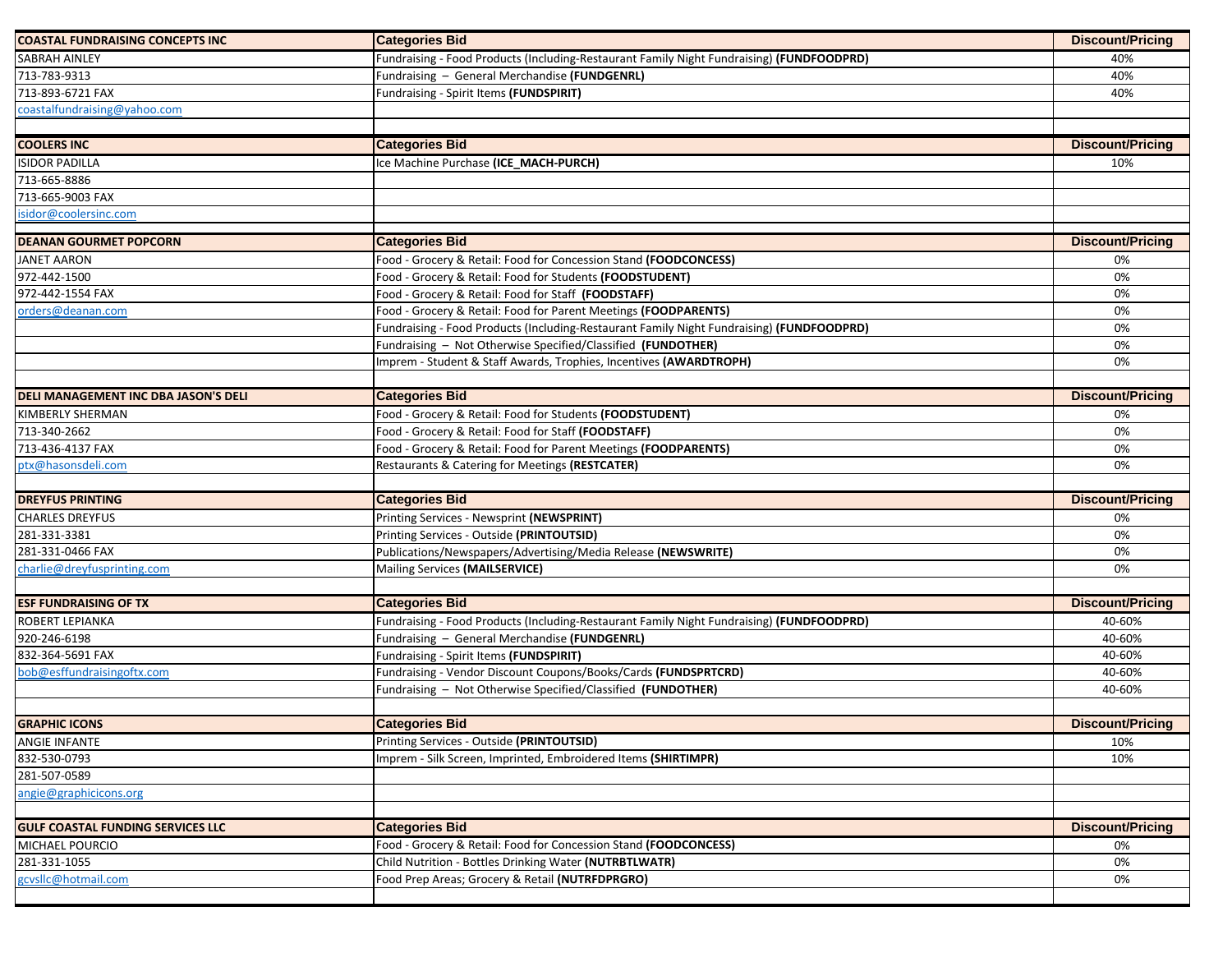| COASTAL FUNDRAISING CONCEPTS INC | Categories Bid | Discount/Pricing |
|---|---|---|
| SABRAH AINLEY | Fundraising - Food Products (Including-Restaurant Family Night Fundraising) **(FUNDFOODPRD)** | 40% |
| 713-783-9313 | Fundraising – General Merchandise **(FUNDGENRL)** | 40% |
| 713-893-6721 FAX | Fundraising - Spirit Items **(FUNDSPIRIT)** | 40% |
| coastalfundraising@yahoo.com | | |
| | | |
| **COOLERS INC** | **Categories Bid** | **Discount/Pricing** |
| ISIDOR PADILLA | Ice Machine Purchase **(ICE_MACH-PURCH)** | 10% |
| 713-665-8886 | | |
| 713-665-9003 FAX | | |
| isidor@coolersinc.com | | |
| | | |
| **DEANAN GOURMET POPCORN** | **Categories Bid** | **Discount/Pricing** |
| JANET AARON | Food - Grocery & Retail: Food for Concession Stand **(FOODCONCESS)** | 0% |
| 972-442-1500 | Food - Grocery & Retail: Food for Students **(FOODSTUDENT)** | 0% |
| 972-442-1554 FAX | Food - Grocery & Retail: Food for Staff **(FOODSTAFF)** | 0% |
| orders@deanan.com | Food - Grocery & Retail: Food for Parent Meetings **(FOODPARENTS)** | 0% |
| | Fundraising - Food Products (Including-Restaurant Family Night Fundraising) **(FUNDFOODPRD)** | 0% |
| | Fundraising – Not Otherwise Specified/Classified **(FUNDOTHER)** | 0% |
| | Imprem - Student & Staff Awards, Trophies, Incentives **(AWARDTROPH)** | 0% |
| | | |
| **DELI MANAGEMENT INC DBA JASON'S DELI** | **Categories Bid** | **Discount/Pricing** |
| KIMBERLY SHERMAN | Food - Grocery & Retail: Food for Students **(FOODSTUDENT)** | 0% |
| 713-340-2662 | Food - Grocery & Retail: Food for Staff **(FOODSTAFF)** | 0% |
| 713-436-4137 FAX | Food - Grocery & Retail: Food for Parent Meetings **(FOODPARENTS)** | 0% |
| ptx@hasonsdeli.com | Restaurants & Catering for Meetings **(RESTCATER)** | 0% |
| | | |
| **DREYFUS PRINTING** | **Categories Bid** | **Discount/Pricing** |
| CHARLES DREYFUS | Printing Services - Newsprint **(NEWSPRINT)** | 0% |
| 281-331-3381 | Printing Services - Outside **(PRINTOUTSID)** | 0% |
| 281-331-0466 FAX | Publications/Newspapers/Advertising/Media Release **(NEWSWRITE)** | 0% |
| charlie@dreyfusprinting.com | Mailing Services **(MAILSERVICE)** | 0% |
| | | |
| **ESF FUNDRAISING OF TX** | **Categories Bid** | **Discount/Pricing** |
| ROBERT LEPIANKA | Fundraising - Food Products (Including-Restaurant Family Night Fundraising) **(FUNDFOODPRD)** | 40-60% |
| 920-246-6198 | Fundraising – General Merchandise **(FUNDGENRL)** | 40-60% |
| 832-364-5691 FAX | Fundraising - Spirit Items **(FUNDSPIRIT)** | 40-60% |
| bob@esffundraisingoftx.com | Fundraising - Vendor Discount Coupons/Books/Cards **(FUNDSPRTCRD)** | 40-60% |
| | Fundraising – Not Otherwise Specified/Classified **(FUNDOTHER)** | 40-60% |
| | | |
| **GRAPHIC ICONS** | **Categories Bid** | **Discount/Pricing** |
| ANGIE INFANTE | Printing Services - Outside **(PRINTOUTSID)** | 10% |
| 832-530-0793 | Imprem - Silk Screen, Imprinted, Embroidered Items **(SHIRTIMPR)** | 10% |
| 281-507-0589 | | |
| angie@graphicicons.org | | |
| | | |
| **GULF COASTAL FUNDING SERVICES LLC** | **Categories Bid** | **Discount/Pricing** |
| MICHAEL POURCIO | Food - Grocery & Retail: Food for Concession Stand **(FOODCONCESS)** | 0% |
| 281-331-1055 | Child Nutrition - Bottles Drinking Water **(NUTRBTLWATR)** | 0% |
| gcvsllc@hotmail.com | Food Prep Areas; Grocery & Retail **(NUTRFDPRGRO)** | 0% |
| | | |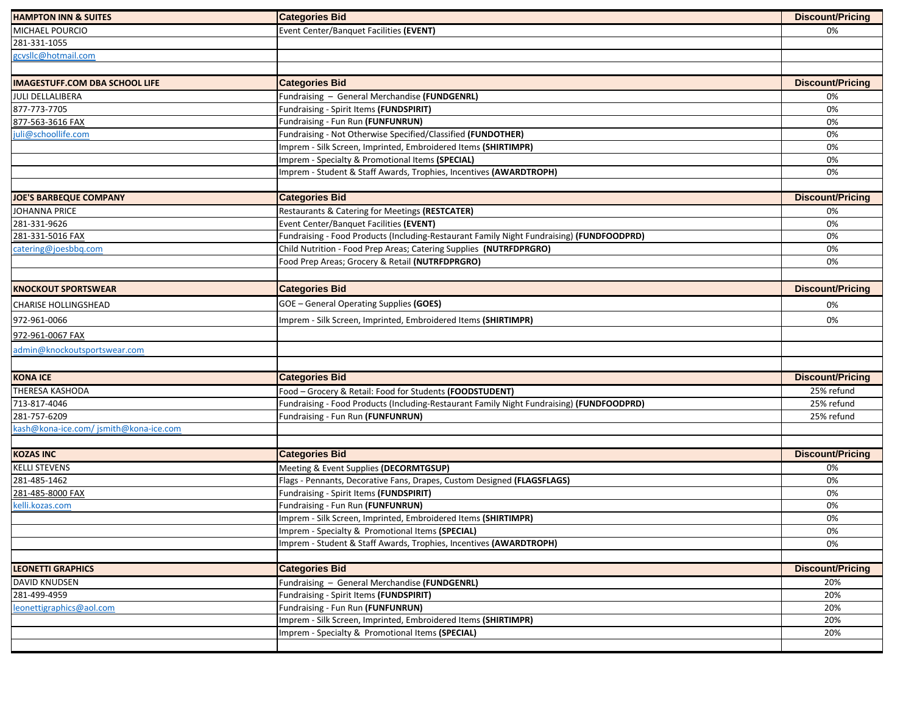| HAMPTON INN & SUITES | Categories Bid | Discount/Pricing |
|---|---|---|
| MICHAEL POURCIO | Event Center/Banquet Facilities **(EVENT)** | 0% |
| 281-331-1055 | | |
| gcvsllc@hotmail.com | | |

| IMAGESTUFF.COM DBA SCHOOL LIFE | Categories Bid | Discount/Pricing |
|---|---|---|
| JULI DELLALIBERA | Fundraising – General Merchandise **(FUNDGENRL)** | 0% |
| 877-773-7705 | Fundraising - Spirit Items **(FUNDSPIRIT)** | 0% |
| 877-563-3616 FAX | Fundraising - Fun Run **(FUNFUNRUN)** | 0% |
| juli@schoollife.com | Fundraising - Not Otherwise Specified/Classified **(FUNDOTHER)** | 0% |
| | Imprem - Silk Screen, Imprinted, Embroidered Items **(SHIRTIMPR)** | 0% |
| | Imprem - Specialty & Promotional Items **(SPECIAL)** | 0% |
| | Imprem - Student & Staff Awards, Trophies, Incentives **(AWARDTROPH)** | 0% |

| JOE'S BARBEQUE COMPANY | Categories Bid | Discount/Pricing |
|---|---|---|
| JOHANNA PRICE | Restaurants & Catering for Meetings **(RESTCATER)** | 0% |
| 281-331-9626 | Event Center/Banquet Facilities **(EVENT)** | 0% |
| 281-331-5016 FAX | Fundraising - Food Products (Including-Restaurant Family Night Fundraising) **(FUNDFOODPRD)** | 0% |
| catering@joesbbq.com | Child Nutrition - Food Prep Areas; Catering Supplies **(NUTRFDPRGRO)** | 0% |
| | Food Prep Areas; Grocery & Retail **(NUTRFDPRGRO)** | 0% |

| KNOCKOUT SPORTSWEAR | Categories Bid | Discount/Pricing |
|---|---|---|
| CHARISE HOLLINGSHEAD | GOE – General Operating Supplies **(GOES)** | 0% |
| 972-961-0066 | Imprem - Silk Screen, Imprinted, Embroidered Items **(SHIRTIMPR)** | 0% |
| 972-961-0067 FAX | | |
| admin@knockoutsportswear.com | | |

| KONA ICE | Categories Bid | Discount/Pricing |
|---|---|---|
| THERESA KASHODA | Food – Grocery & Retail: Food for Students **(FOODSTUDENT)** | 25% refund |
| 713-817-4046 | Fundraising - Food Products (Including-Restaurant Family Night Fundraising) **(FUNDFOODPRD)** | 25% refund |
| 281-757-6209 | Fundraising - Fun Run **(FUNFUNRUN)** | 25% refund |
| kash@kona-ice.com/ jsmith@kona-ice.com | | |

| KOZAS INC | Categories Bid | Discount/Pricing |
|---|---|---|
| KELLI STEVENS | Meeting & Event Supplies **(DECORMTGSUP)** | 0% |
| 281-485-1462 | Flags - Pennants, Decorative Fans, Drapes, Custom Designed **(FLAGSFLAGS)** | 0% |
| 281-485-8000 FAX | Fundraising - Spirit Items **(FUNDSPIRIT)** | 0% |
| kelli.kozas.com | Fundraising - Fun Run **(FUNFUNRUN)** | 0% |
| | Imprem - Silk Screen, Imprinted, Embroidered Items **(SHIRTIMPR)** | 0% |
| | Imprem - Specialty & Promotional Items **(SPECIAL)** | 0% |
| | Imprem - Student & Staff Awards, Trophies, Incentives **(AWARDTROPH)** | 0% |

| LEONETTI GRAPHICS | Categories Bid | Discount/Pricing |
|---|---|---|
| DAVID KNUDSEN | Fundraising – General Merchandise **(FUNDGENRL)** | 20% |
| 281-499-4959 | Fundraising - Spirit Items **(FUNDSPIRIT)** | 20% |
| leonettigraphics@aol.com | Fundraising - Fun Run **(FUNFUNRUN)** | 20% |
| | Imprem - Silk Screen, Imprinted, Embroidered Items **(SHIRTIMPR)** | 20% |
| | Imprem - Specialty & Promotional Items **(SPECIAL)** | 20% |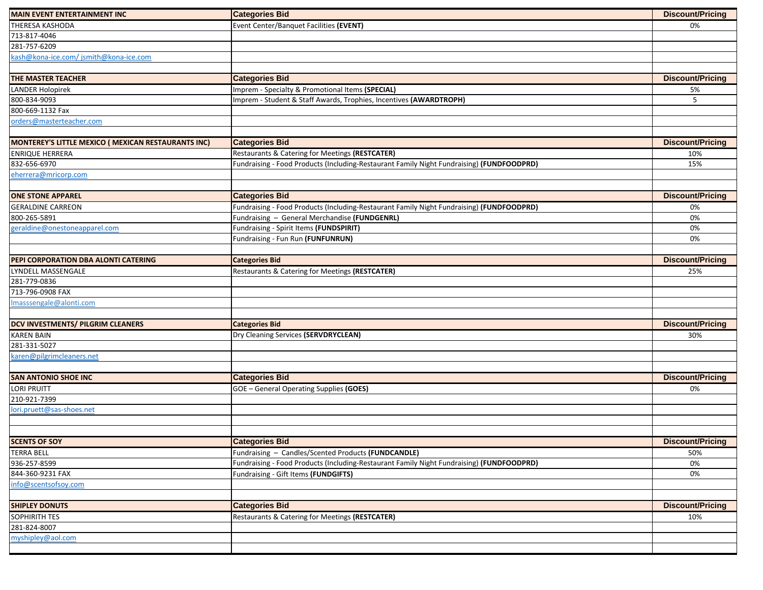| MAIN EVENT ENTERTAINMENT INC | Categories Bid | Discount/Pricing |
|---|---|---|
| THERESA KASHODA | Event Center/Banquet Facilities **(EVENT)** | 0% |
| 713-817-4046 | | |
| 281-757-6209 | | |
| kash@kona-ice.com/ jsmith@kona-ice.com | | |
| | | |
| **THE MASTER TEACHER** | **Categories Bid** | **Discount/Pricing** |
| LANDER Holopirek | Imprem - Specialty & Promotional Items **(SPECIAL)** | 5% |
| 800-834-9093 | Imprem - Student & Staff Awards, Trophies, Incentives **(AWARDTROPH)** | 5 |
| 800-669-1132 Fax | | |
| orders@masterteacher.com | | |
| | | |
| **MONTEREY'S LITTLE MEXICO ( MEXICAN RESTAURANTS INC)** | **Categories Bid** | **Discount/Pricing** |
| ENRIQUE HERRERA | Restaurants & Catering for Meetings **(RESTCATER)** | 10% |
| 832-656-6970 | Fundraising - Food Products (Including-Restaurant Family Night Fundraising) **(FUNDFOODPRD)** | 15% |
| eherrera@mricorp.com | | |
| | | |
| **ONE STONE APPAREL** | **Categories Bid** | **Discount/Pricing** |
| GERALDINE CARREON | Fundraising - Food Products (Including-Restaurant Family Night Fundraising) **(FUNDFOODPRD)** | 0% |
| 800-265-5891 | Fundraising – General Merchandise **(FUNDGENRL)** | 0% |
| geraldine@onestoneapparel.com | Fundraising - Spirit Items **(FUNDSPIRIT)** | 0% |
| | Fundraising - Fun Run **(FUNFUNRUN)** | 0% |
| | | |
| **PEPI CORPORATION DBA ALONTI CATERING** | **Categories Bid** | **Discount/Pricing** |
| LYNDELL MASSENGALE | Restaurants & Catering for Meetings **(RESTCATER)** | 25% |
| 281-779-0836 | | |
| 713-796-0908 FAX | | |
| lmasssengale@alonti.com | | |
| | | |
| **DCV INVESTMENTS/ PILGRIM CLEANERS** | **Categories Bid** | **Discount/Pricing** |
| KAREN BAIN | Dry Cleaning Services **(SERVDRYCLEAN)** | 30% |
| 281-331-5027 | | |
| karen@pilgrimcleaners.net | | |
| | | |
| **SAN ANTONIO SHOE INC** | **Categories Bid** | **Discount/Pricing** |
| LORI PRUITT | GOE – General Operating Supplies **(GOES)** | 0% |
| 210-921-7399 | | |
| lori.pruett@sas-shoes.net | | |
| | | |
| | | |
| **SCENTS OF SOY** | **Categories Bid** | **Discount/Pricing** |
| TERRA BELL | Fundraising – Candles/Scented Products **(FUNDCANDLE)** | 50% |
| 936-257-8599 | Fundraising - Food Products (Including-Restaurant Family Night Fundraising) **(FUNDFOODPRD)** | 0% |
| 844-360-9231 FAX | Fundraising - Gift Items **(FUNDGIFTS)** | 0% |
| info@scentsofsoy.com | | |
| | | |
| **SHIPLEY DONUTS** | **Categories Bid** | **Discount/Pricing** |
| SOPHIRITH TES | Restaurants & Catering for Meetings **(RESTCATER)** | 10% |
| 281-824-8007 | | |
| myshipley@aol.com | | |
| | | |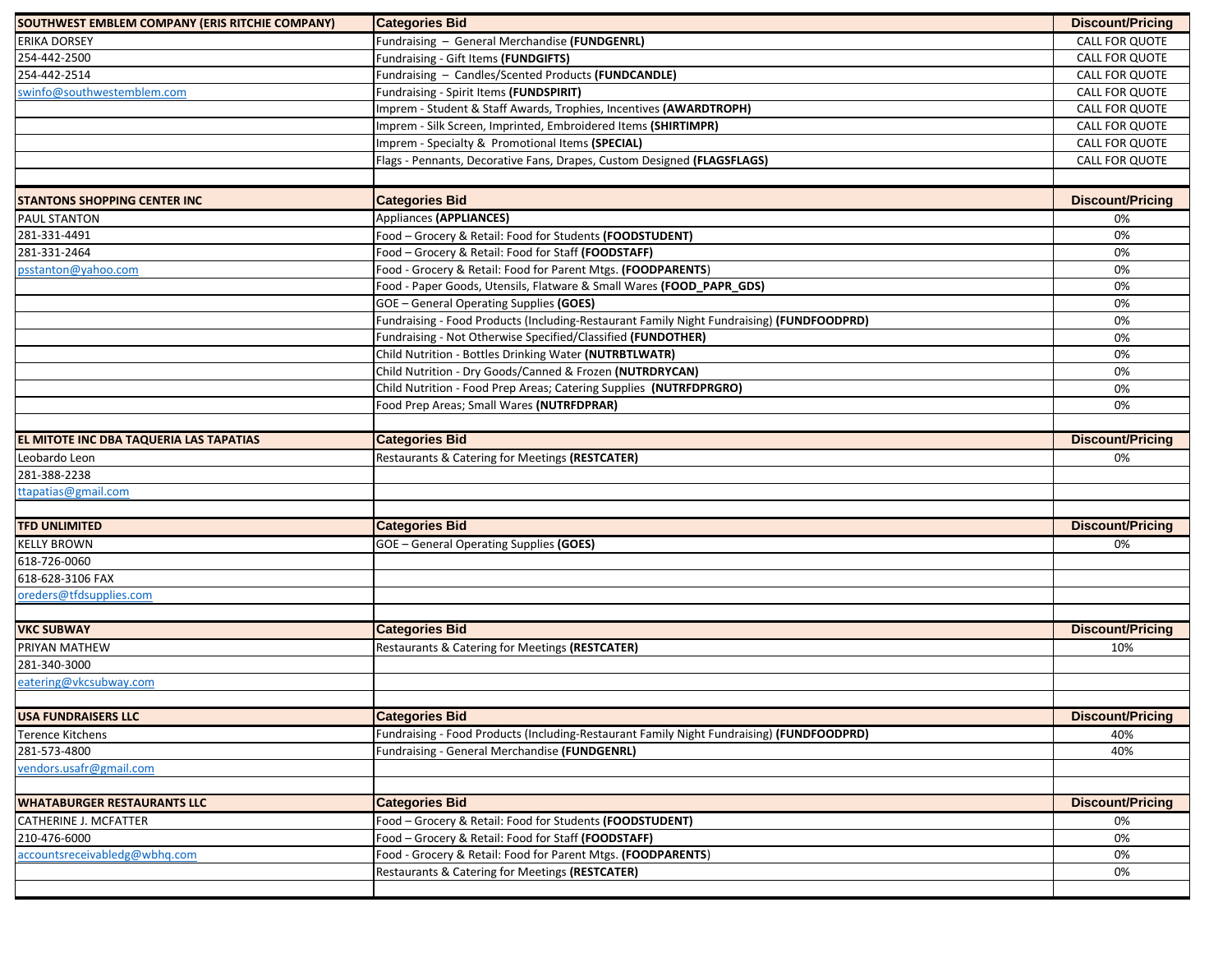| SOUTHWEST EMBLEM COMPANY (ERIS RITCHIE COMPANY) | Categories Bid | Discount/Pricing |
|---|---|---|
| ERIKA DORSEY | Fundraising – General Merchandise **(FUNDGENRL)** | CALL FOR QUOTE |
| 254-442-2500 | Fundraising - Gift Items **(FUNDGIFTS)** | CALL FOR QUOTE |
| 254-442-2514 | Fundraising – Candles/Scented Products **(FUNDCANDLE)** | CALL FOR QUOTE |
| swinfo@southwestemblem.com | Fundraising - Spirit Items **(FUNDSPIRIT)** | CALL FOR QUOTE |
| | Imprem - Student & Staff Awards, Trophies, Incentives **(AWARDTROPH)** | CALL FOR QUOTE |
| | Imprem - Silk Screen, Imprinted, Embroidered Items **(SHIRTIMPR)** | CALL FOR QUOTE |
| | Imprem - Specialty & Promotional Items **(SPECIAL)** | CALL FOR QUOTE |
| | Flags - Pennants, Decorative Fans, Drapes, Custom Designed **(FLAGSFLAGS)** | CALL FOR QUOTE |

| STANTONS SHOPPING CENTER INC | Categories Bid | Discount/Pricing |
|---|---|---|
| PAUL STANTON | Appliances **(APPLIANCES)** | 0% |
| 281-331-4491 | Food – Grocery & Retail: Food for Students **(FOODSTUDENT)** | 0% |
| 281-331-2464 | Food – Grocery & Retail: Food for Staff **(FOODSTAFF)** | 0% |
| psstanton@yahoo.com | Food - Grocery & Retail: Food for Parent Mtgs. **(FOODPARENTS)** | 0% |
| | Food - Paper Goods, Utensils, Flatware & Small Wares **(FOOD_PAPR_GDS)** | 0% |
| | GOE – General Operating Supplies **(GOES)** | 0% |
| | Fundraising - Food Products (Including-Restaurant Family Night Fundraising) **(FUNDFOODPRD)** | 0% |
| | Fundraising - Not Otherwise Specified/Classified **(FUNDOTHER)** | 0% |
| | Child Nutrition - Bottles Drinking Water **(NUTRBTLWATR)** | 0% |
| | Child Nutrition - Dry Goods/Canned & Frozen **(NUTRDRYCAN)** | 0% |
| | Child Nutrition - Food Prep Areas; Catering Supplies **(NUTRFDPRGRO)** | 0% |
| | Food Prep Areas; Small Wares **(NUTRFDPRAR)** | 0% |

| EL MITOTE INC DBA TAQUERIA LAS TAPATIAS | Categories Bid | Discount/Pricing |
|---|---|---|
| Leobardo Leon | Restaurants & Catering for Meetings **(RESTCATER)** | 0% |
| 281-388-2238 | | |
| ttapatias@gmail.com | | |

| TFD UNLIMITED | Categories Bid | Discount/Pricing |
|---|---|---|
| KELLY BROWN | GOE – General Operating Supplies **(GOES)** | 0% |
| 618-726-0060 | | |
| 618-628-3106 FAX | | |
| oreders@tfdsupplies.com | | |

| VKC SUBWAY | Categories Bid | Discount/Pricing |
|---|---|---|
| PRIYAN MATHEW | Restaurants & Catering for Meetings **(RESTCATER)** | 10% |
| 281-340-3000 | | |
| eatering@vkcsubway.com | | |

| USA FUNDRAISERS LLC | Categories Bid | Discount/Pricing |
|---|---|---|
| Terence Kitchens | Fundraising - Food Products (Including-Restaurant Family Night Fundraising) **(FUNDFOODPRD)** | 40% |
| 281-573-4800 | Fundraising - General Merchandise **(FUNDGENRL)** | 40% |
| vendors.usafr@gmail.com | | |

| WHATABURGER RESTAURANTS LLC | Categories Bid | Discount/Pricing |
|---|---|---|
| CATHERINE J. MCFATTER | Food – Grocery & Retail: Food for Students **(FOODSTUDENT)** | 0% |
| 210-476-6000 | Food – Grocery & Retail: Food for Staff **(FOODSTAFF)** | 0% |
| accountsreceivabledg@wbhq.com | Food - Grocery & Retail: Food for Parent Mtgs. **(FOODPARENTS)** | 0% |
| | Restaurants & Catering for Meetings **(RESTCATER)** | 0% |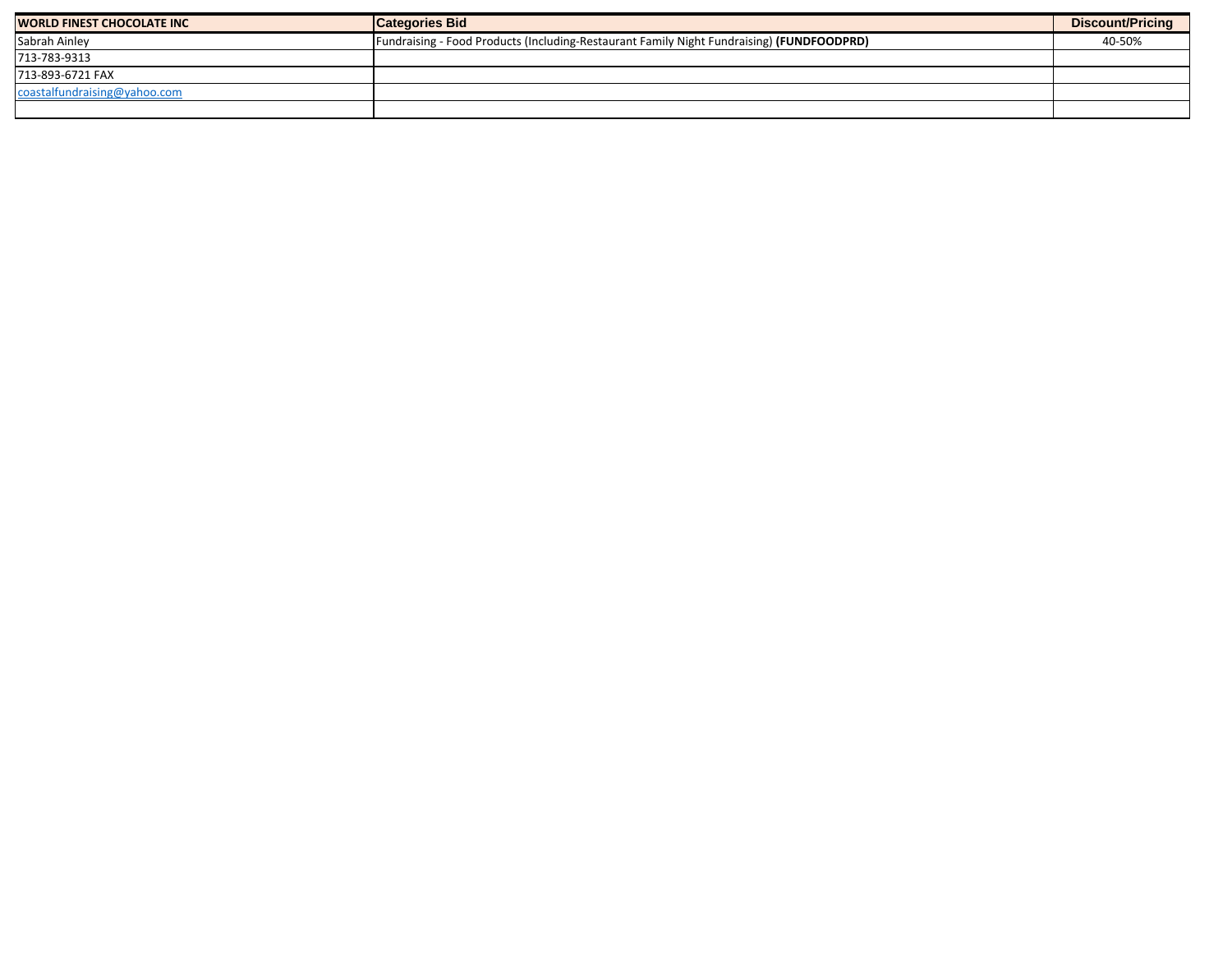| WORLD FINEST CHOCOLATE INC | Categories Bid | Discount/Pricing |
|---|---|---|
| Sabrah Ainley | Fundraising - Food Products (Including-Restaurant Family Night Fundraising) **(FUNDFOODPRD)** | 40-50% |
| 713-783-9313 | | |
| 713-893-6721 FAX | | |
| coastalfundraising@yahoo.com | | |
| | | |